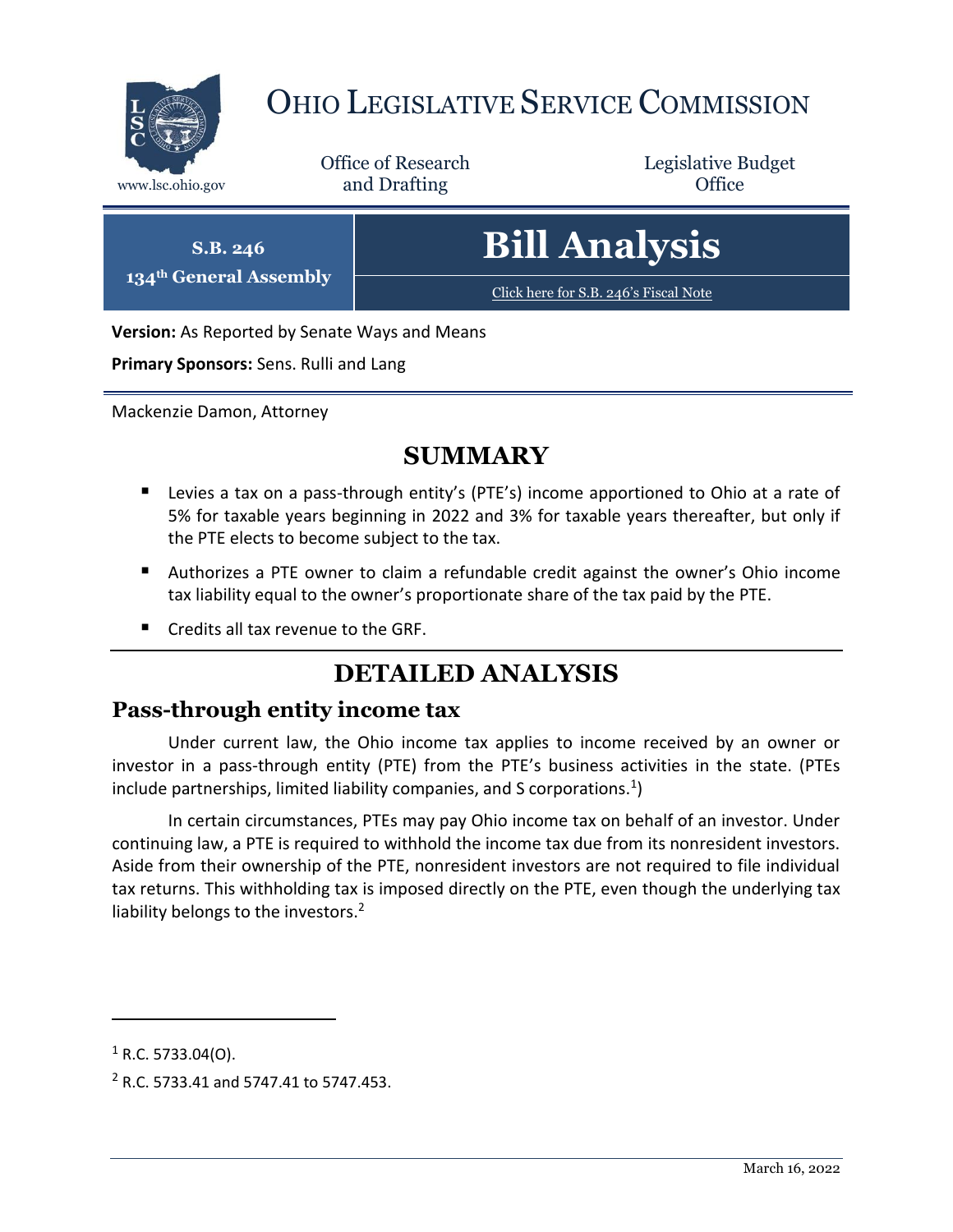# OHIO LEGISLATIVE SERVICE COMMISSION

www.lsc.ohio.gov

Office of Research and Drafting

Legislative Budget Office

**S.B. 246**
**134th General Assembly**

# Bill Analysis

Click here for S.B. 246's Fiscal Note

**Version:** As Reported by Senate Ways and Means

**Primary Sponsors:** Sens. Rulli and Lang

Mackenzie Damon, Attorney

## SUMMARY

- Levies a tax on a pass-through entity's (PTE's) income apportioned to Ohio at a rate of 5% for taxable years beginning in 2022 and 3% for taxable years thereafter, but only if the PTE elects to become subject to the tax.
- Authorizes a PTE owner to claim a refundable credit against the owner's Ohio income tax liability equal to the owner's proportionate share of the tax paid by the PTE.
- Credits all tax revenue to the GRF.

## DETAILED ANALYSIS

### Pass-through entity income tax

Under current law, the Ohio income tax applies to income received by an owner or investor in a pass-through entity (PTE) from the PTE's business activities in the state. (PTEs include partnerships, limited liability companies, and S corporations.[1])

In certain circumstances, PTEs may pay Ohio income tax on behalf of an investor. Under continuing law, a PTE is required to withhold the income tax due from its nonresident investors. Aside from their ownership of the PTE, nonresident investors are not required to file individual tax returns. This withholding tax is imposed directly on the PTE, even though the underlying tax liability belongs to the investors.[2]

[1] R.C. 5733.04(O).

[2] R.C. 5733.41 and 5747.41 to 5747.453.

March 16, 2022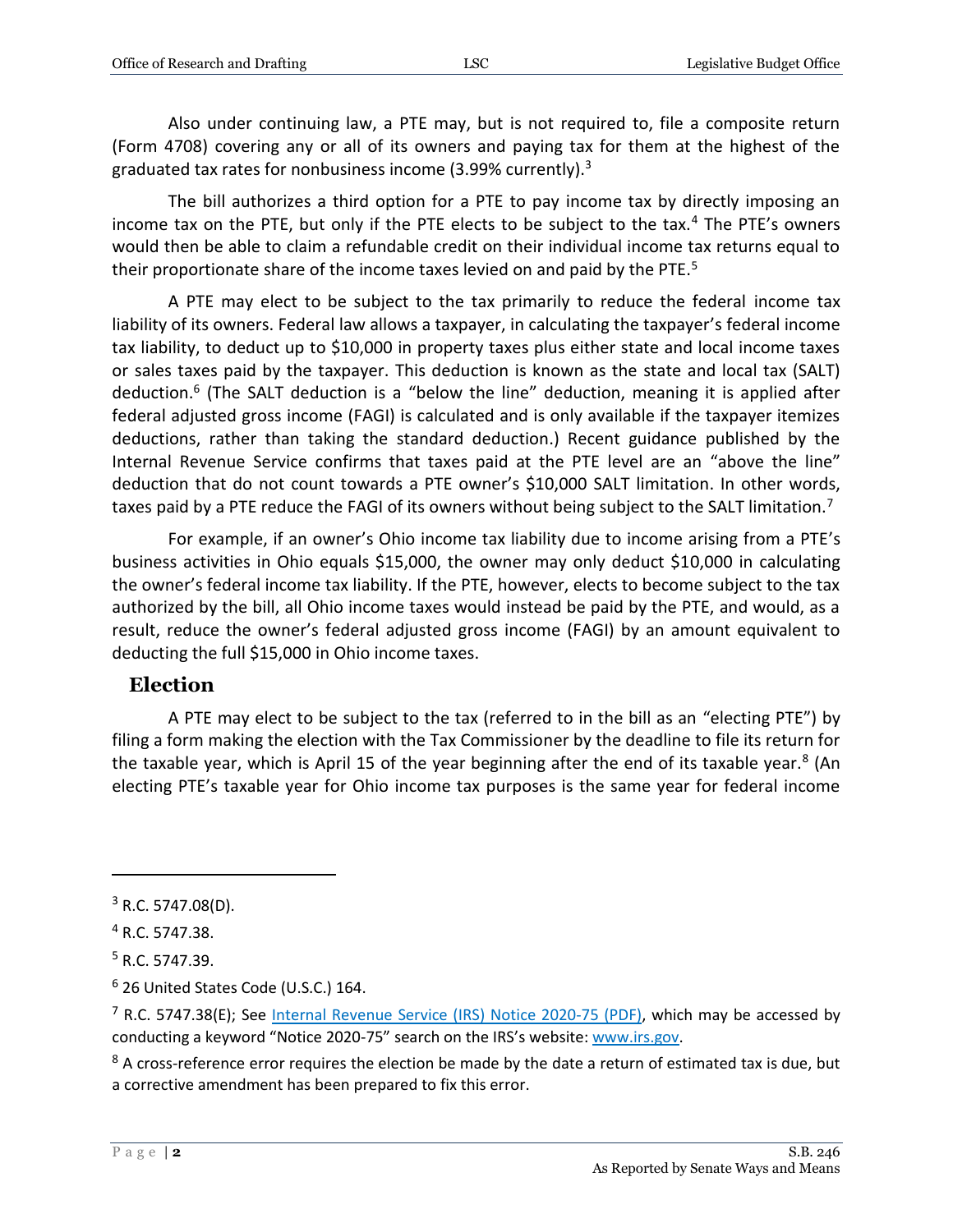Also under continuing law, a PTE may, but is not required to, file a composite return (Form 4708) covering any or all of its owners and paying tax for them at the highest of the graduated tax rates for nonbusiness income (3.99% currently).[3]

The bill authorizes a third option for a PTE to pay income tax by directly imposing an income tax on the PTE, but only if the PTE elects to be subject to the tax.[4] The PTE's owners would then be able to claim a refundable credit on their individual income tax returns equal to their proportionate share of the income taxes levied on and paid by the PTE.[5]

A PTE may elect to be subject to the tax primarily to reduce the federal income tax liability of its owners. Federal law allows a taxpayer, in calculating the taxpayer's federal income tax liability, to deduct up to $10,000 in property taxes plus either state and local income taxes or sales taxes paid by the taxpayer. This deduction is known as the state and local tax (SALT) deduction.[6] (The SALT deduction is a "below the line" deduction, meaning it is applied after federal adjusted gross income (FAGI) is calculated and is only available if the taxpayer itemizes deductions, rather than taking the standard deduction.) Recent guidance published by the Internal Revenue Service confirms that taxes paid at the PTE level are an "above the line" deduction that do not count towards a PTE owner's $10,000 SALT limitation. In other words, taxes paid by a PTE reduce the FAGI of its owners without being subject to the SALT limitation.[7]

For example, if an owner's Ohio income tax liability due to income arising from a PTE's business activities in Ohio equals $15,000, the owner may only deduct $10,000 in calculating the owner's federal income tax liability. If the PTE, however, elects to become subject to the tax authorized by the bill, all Ohio income taxes would instead be paid by the PTE, and would, as a result, reduce the owner's federal adjusted gross income (FAGI) by an amount equivalent to deducting the full $15,000 in Ohio income taxes.

## Election

A PTE may elect to be subject to the tax (referred to in the bill as an "electing PTE") by filing a form making the election with the Tax Commissioner by the deadline to file its return for the taxable year, which is April 15 of the year beginning after the end of its taxable year.[8] (An electing PTE's taxable year for Ohio income tax purposes is the same year for federal income

---

[3] R.C. 5747.08(D).

[4] R.C. 5747.38.

[5] R.C. 5747.39.

[6] 26 United States Code (U.S.C.) 164.

[7] R.C. 5747.38(E); See Internal Revenue Service (IRS) Notice 2020-75 (PDF), which may be accessed by conducting a keyword "Notice 2020-75" search on the IRS's website: www.irs.gov.

[8] A cross-reference error requires the election be made by the date a return of estimated tax is due, but a corrective amendment has been prepared to fix this error.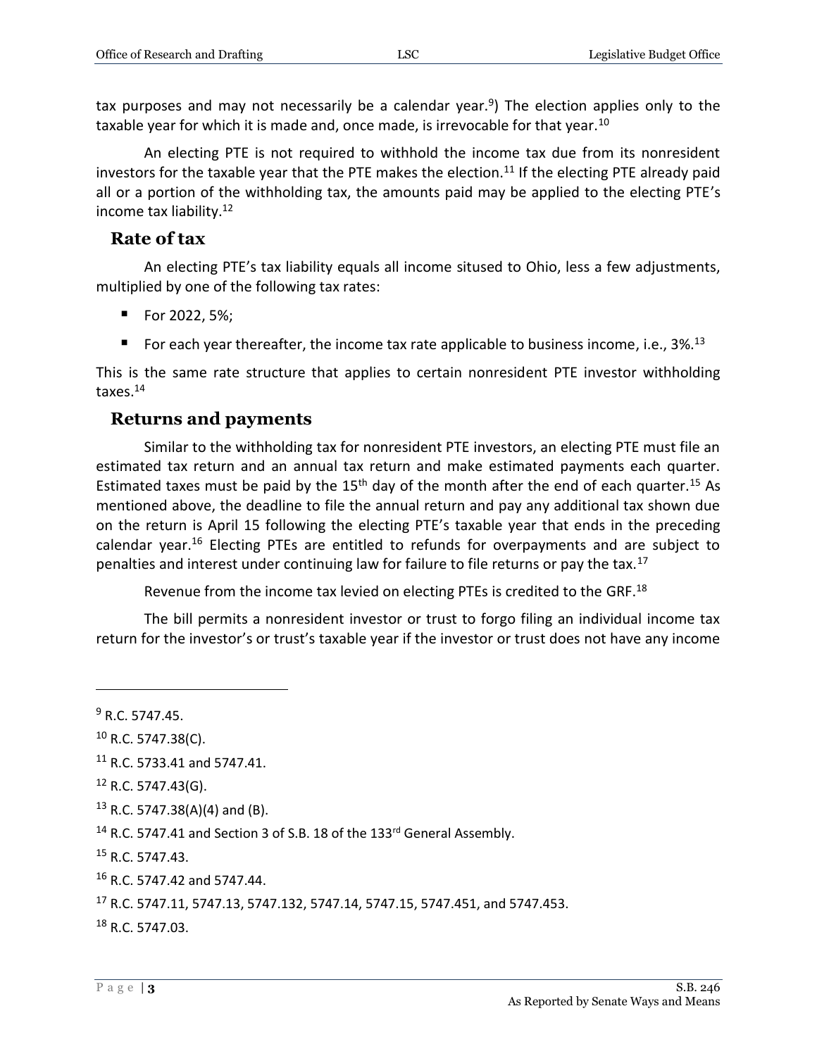tax purposes and may not necessarily be a calendar year.[9]) The election applies only to the taxable year for which it is made and, once made, is irrevocable for that year.[10]

An electing PTE is not required to withhold the income tax due from its nonresident investors for the taxable year that the PTE makes the election.[11] If the electing PTE already paid all or a portion of the withholding tax, the amounts paid may be applied to the electing PTE's income tax liability.[12]

## Rate of tax

An electing PTE's tax liability equals all income sitused to Ohio, less a few adjustments, multiplied by one of the following tax rates:

- For 2022, 5%;
- For each year thereafter, the income tax rate applicable to business income, i.e., 3%.[13]

This is the same rate structure that applies to certain nonresident PTE investor withholding taxes.[14]

## Returns and payments

Similar to the withholding tax for nonresident PTE investors, an electing PTE must file an estimated tax return and an annual tax return and make estimated payments each quarter. Estimated taxes must be paid by the 15th day of the month after the end of each quarter.[15] As mentioned above, the deadline to file the annual return and pay any additional tax shown due on the return is April 15 following the electing PTE's taxable year that ends in the preceding calendar year.[16] Electing PTEs are entitled to refunds for overpayments and are subject to penalties and interest under continuing law for failure to file returns or pay the tax.[17]

Revenue from the income tax levied on electing PTEs is credited to the GRF.[18]

The bill permits a nonresident investor or trust to forgo filing an individual income tax return for the investor's or trust's taxable year if the investor or trust does not have any income

---

[9] R.C. 5747.45.

[10] R.C. 5747.38(C).

[11] R.C. 5733.41 and 5747.41.

[12] R.C. 5747.43(G).

[13] R.C. 5747.38(A)(4) and (B).

[14] R.C. 5747.41 and Section 3 of S.B. 18 of the 133rd General Assembly.

[15] R.C. 5747.43.

[16] R.C. 5747.42 and 5747.44.

[17] R.C. 5747.11, 5747.13, 5747.132, 5747.14, 5747.15, 5747.451, and 5747.453.

[18] R.C. 5747.03.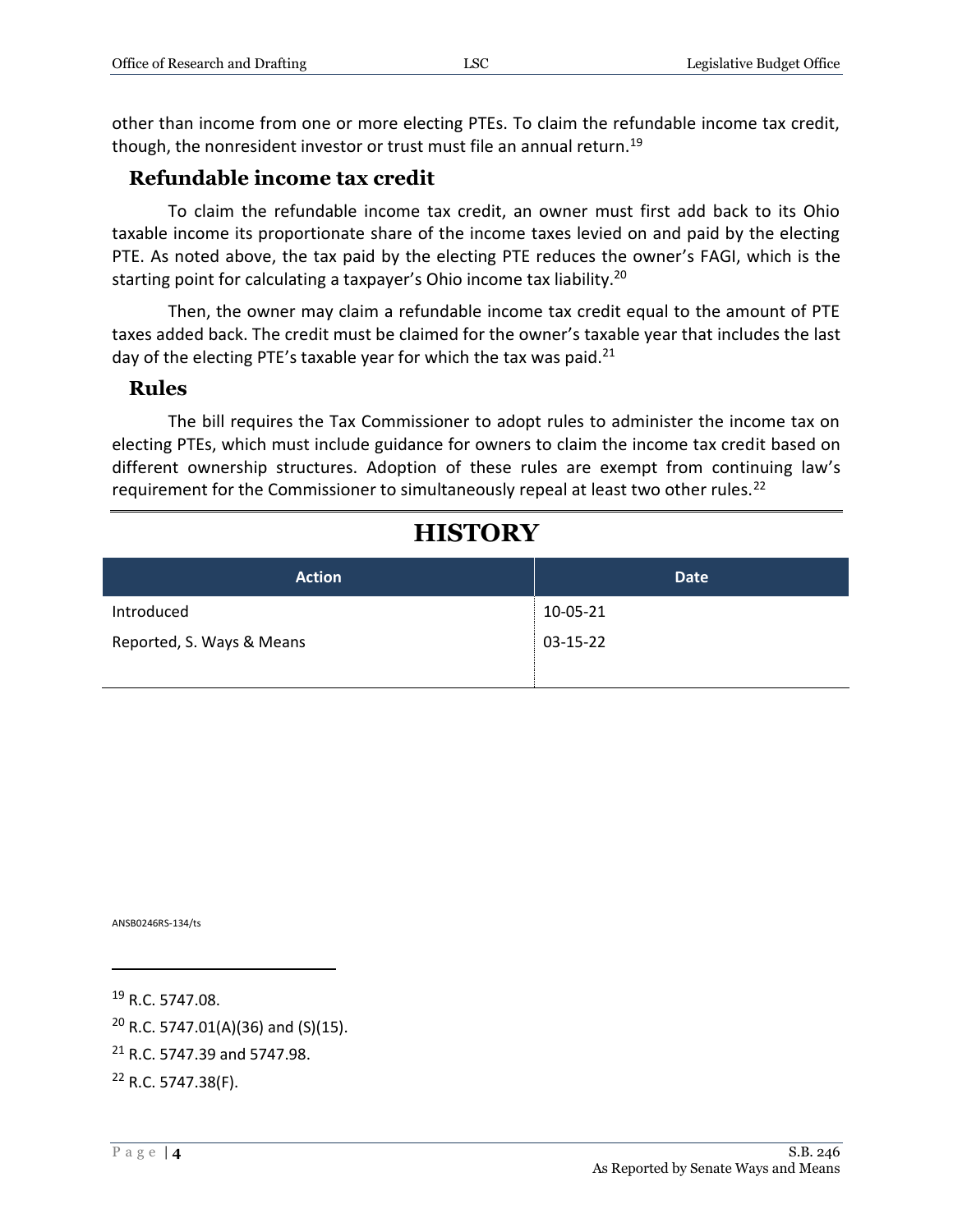other than income from one or more electing PTEs. To claim the refundable income tax credit, though, the nonresident investor or trust must file an annual return.[19]

### Refundable income tax credit

To claim the refundable income tax credit, an owner must first add back to its Ohio taxable income its proportionate share of the income taxes levied on and paid by the electing PTE. As noted above, the tax paid by the electing PTE reduces the owner's FAGI, which is the starting point for calculating a taxpayer's Ohio income tax liability.[20]

Then, the owner may claim a refundable income tax credit equal to the amount of PTE taxes added back. The credit must be claimed for the owner's taxable year that includes the last day of the electing PTE's taxable year for which the tax was paid.[21]

### Rules

The bill requires the Tax Commissioner to adopt rules to administer the income tax on electing PTEs, which must include guidance for owners to claim the income tax credit based on different ownership structures. Adoption of these rules are exempt from continuing law's requirement for the Commissioner to simultaneously repeal at least two other rules.[22]

## HISTORY

| Action | Date |
| --- | --- |
| Introduced | 10-05-21 |
| Reported, S. Ways & Means | 03-15-22 |

ANSB0246RS-134/ts

---

[19] R.C. 5747.08.

[20] R.C. 5747.01(A)(36) and (S)(15).

[21] R.C. 5747.39 and 5747.98.

[22] R.C. 5747.38(F).